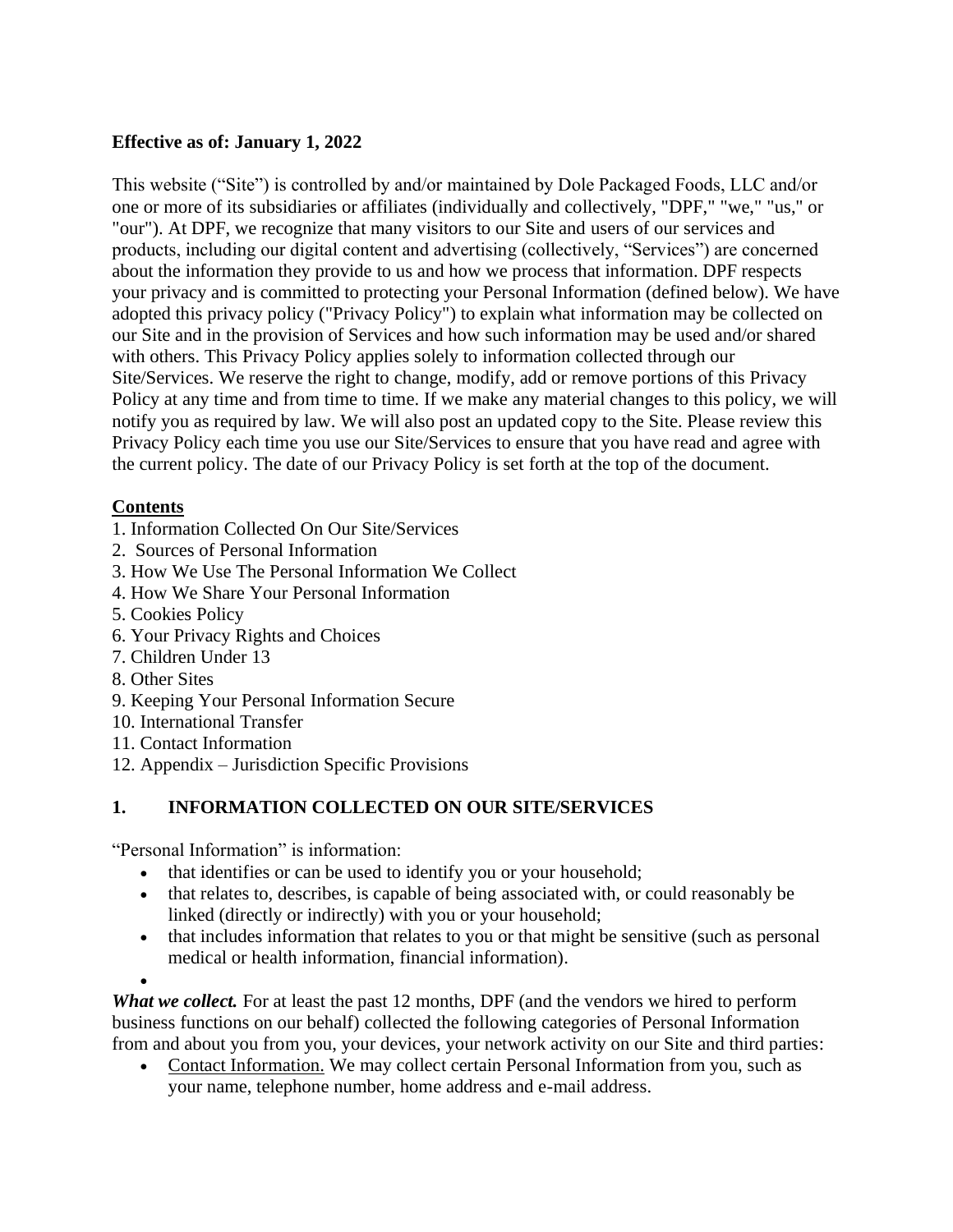**Effective as of: January 1, 2022**

This website ("Site") is controlled by and/or maintained by Dole Packaged Foods, LLC and/or one or more of its subsidiaries or affiliates (individually and collectively, "DPF," "we," "us," or "our"). At DPF, we recognize that many visitors to our Site and users of our services and products, including our digital content and advertising (collectively, "Services") are concerned about the information they provide to us and how we process that information. DPF respects your privacy and is committed to protecting your Personal Information (defined below). We have adopted this privacy policy ("Privacy Policy") to explain what information may be collected on our Site and in the provision of Services and how such information may be used and/or shared with others. This Privacy Policy applies solely to information collected through our Site/Services. We reserve the right to change, modify, add or remove portions of this Privacy Policy at any time and from time to time. If we make any material changes to this policy, we will notify you as required by law. We will also post an updated copy to the Site. Please review this Privacy Policy each time you use our Site/Services to ensure that you have read and agree with the current policy. The date of our Privacy Policy is set forth at the top of the document.

**Contents**

1. Information Collected On Our Site/Services
2. Sources of Personal Information
3. How We Use The Personal Information We Collect
4. How We Share Your Personal Information
5. Cookies Policy
6. Your Privacy Rights and Choices
7. Children Under 13
8. Other Sites
9. Keeping Your Personal Information Secure
10. International Transfer
11. Contact Information
12. Appendix – Jurisdiction Specific Provisions

## 1. INFORMATION COLLECTED ON OUR SITE/SERVICES

"Personal Information" is information:

- that identifies or can be used to identify you or your household;
- that relates to, describes, is capable of being associated with, or could reasonably be linked (directly or indirectly) with you or your household;
- that includes information that relates to you or that might be sensitive (such as personal medical or health information, financial information).

***What we collect.*** For at least the past 12 months, DPF (and the vendors we hired to perform business functions on our behalf) collected the following categories of Personal Information from and about you from you, your devices, your network activity on our Site and third parties:

- Contact Information. We may collect certain Personal Information from you, such as your name, telephone number, home address and e-mail address.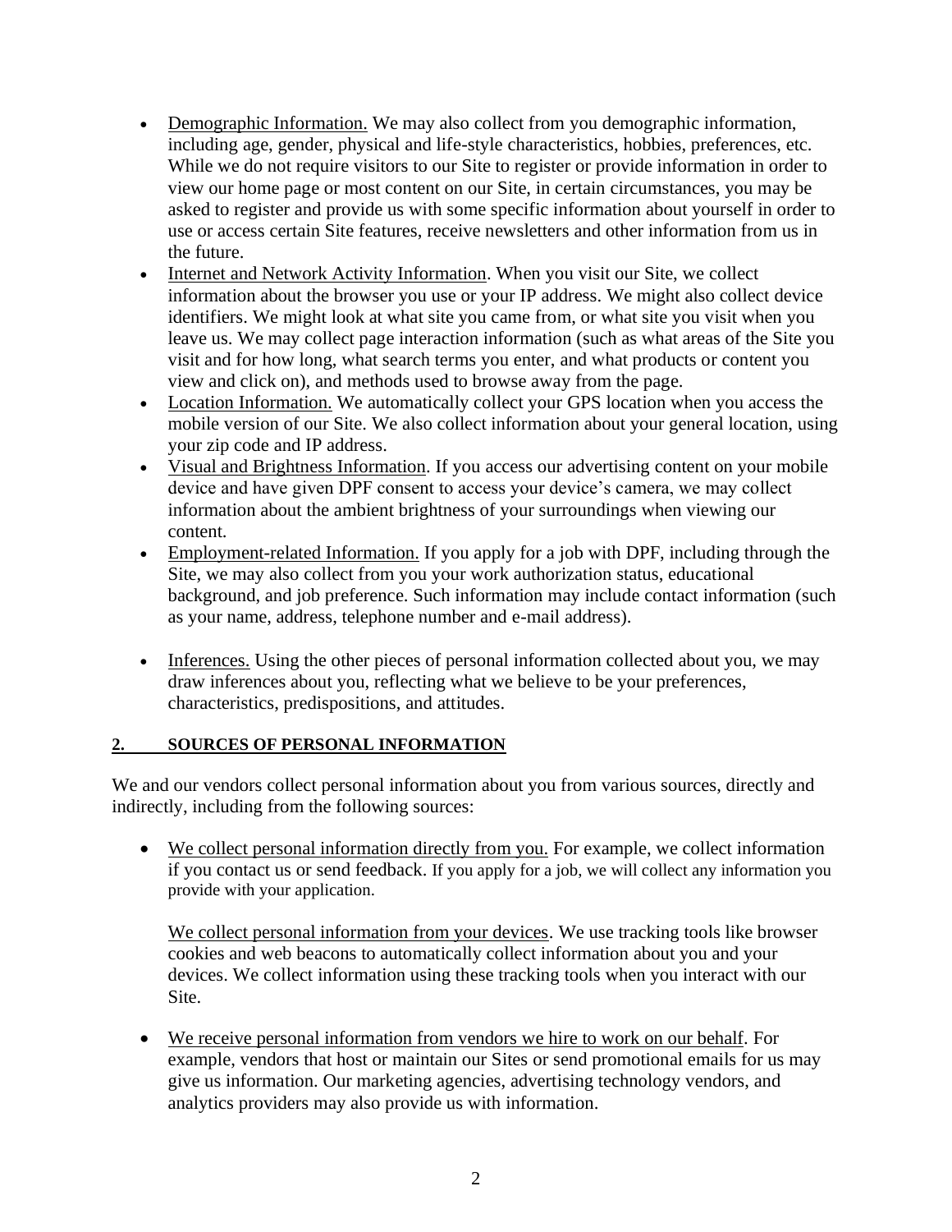- Demographic Information. We may also collect from you demographic information, including age, gender, physical and life-style characteristics, hobbies, preferences, etc. While we do not require visitors to our Site to register or provide information in order to view our home page or most content on our Site, in certain circumstances, you may be asked to register and provide us with some specific information about yourself in order to use or access certain Site features, receive newsletters and other information from us in the future.
- Internet and Network Activity Information. When you visit our Site, we collect information about the browser you use or your IP address. We might also collect device identifiers. We might look at what site you came from, or what site you visit when you leave us. We may collect page interaction information (such as what areas of the Site you visit and for how long, what search terms you enter, and what products or content you view and click on), and methods used to browse away from the page.
- Location Information. We automatically collect your GPS location when you access the mobile version of our Site. We also collect information about your general location, using your zip code and IP address.
- Visual and Brightness Information. If you access our advertising content on your mobile device and have given DPF consent to access your device's camera, we may collect information about the ambient brightness of your surroundings when viewing our content.
- Employment-related Information. If you apply for a job with DPF, including through the Site, we may also collect from you your work authorization status, educational background, and job preference. Such information may include contact information (such as your name, address, telephone number and e-mail address).
- Inferences. Using the other pieces of personal information collected about you, we may draw inferences about you, reflecting what we believe to be your preferences, characteristics, predispositions, and attitudes.

## 2. SOURCES OF PERSONAL INFORMATION

We and our vendors collect personal information about you from various sources, directly and indirectly, including from the following sources:

- We collect personal information directly from you. For example, we collect information if you contact us or send feedback. If you apply for a job, we will collect any information you provide with your application.

  We collect personal information from your devices. We use tracking tools like browser cookies and web beacons to automatically collect information about you and your devices. We collect information using these tracking tools when you interact with our Site.

- We receive personal information from vendors we hire to work on our behalf. For example, vendors that host or maintain our Sites or send promotional emails for us may give us information. Our marketing agencies, advertising technology vendors, and analytics providers may also provide us with information.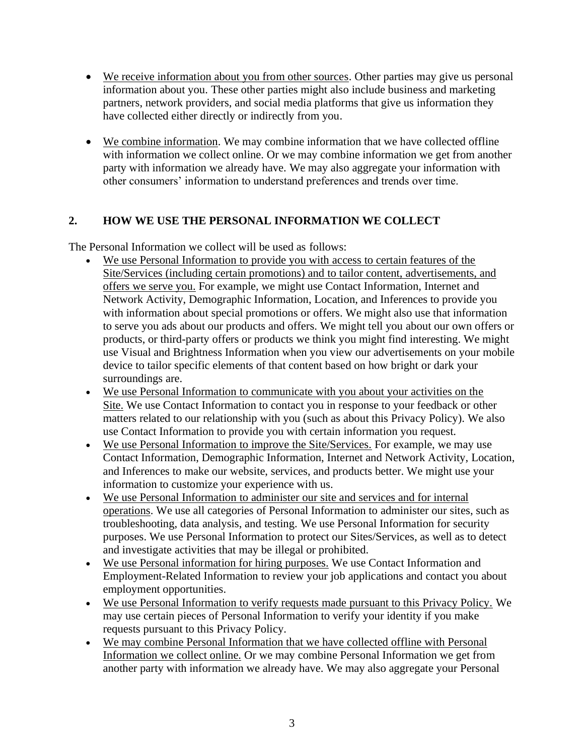- We receive information about you from other sources. Other parties may give us personal information about you. These other parties might also include business and marketing partners, network providers, and social media platforms that give us information they have collected either directly or indirectly from you.

- We combine information. We may combine information that we have collected offline with information we collect online. Or we may combine information we get from another party with information we already have. We may also aggregate your information with other consumers' information to understand preferences and trends over time.

## 2. HOW WE USE THE PERSONAL INFORMATION WE COLLECT

The Personal Information we collect will be used as follows:

- We use Personal Information to provide you with access to certain features of the Site/Services (including certain promotions) and to tailor content, advertisements, and offers we serve you. For example, we might use Contact Information, Internet and Network Activity, Demographic Information, Location, and Inferences to provide you with information about special promotions or offers. We might also use that information to serve you ads about our products and offers. We might tell you about our own offers or products, or third-party offers or products we think you might find interesting. We might use Visual and Brightness Information when you view our advertisements on your mobile device to tailor specific elements of that content based on how bright or dark your surroundings are.
- We use Personal Information to communicate with you about your activities on the Site. We use Contact Information to contact you in response to your feedback or other matters related to our relationship with you (such as about this Privacy Policy). We also use Contact Information to provide you with certain information you request.
- We use Personal Information to improve the Site/Services. For example, we may use Contact Information, Demographic Information, Internet and Network Activity, Location, and Inferences to make our website, services, and products better. We might use your information to customize your experience with us.
- We use Personal Information to administer our site and services and for internal operations. We use all categories of Personal Information to administer our sites, such as troubleshooting, data analysis, and testing. We use Personal Information for security purposes. We use Personal Information to protect our Sites/Services, as well as to detect and investigate activities that may be illegal or prohibited.
- We use Personal information for hiring purposes. We use Contact Information and Employment-Related Information to review your job applications and contact you about employment opportunities.
- We use Personal Information to verify requests made pursuant to this Privacy Policy. We may use certain pieces of Personal Information to verify your identity if you make requests pursuant to this Privacy Policy.
- We may combine Personal Information that we have collected offline with Personal Information we collect online. Or we may combine Personal Information we get from another party with information we already have. We may also aggregate your Personal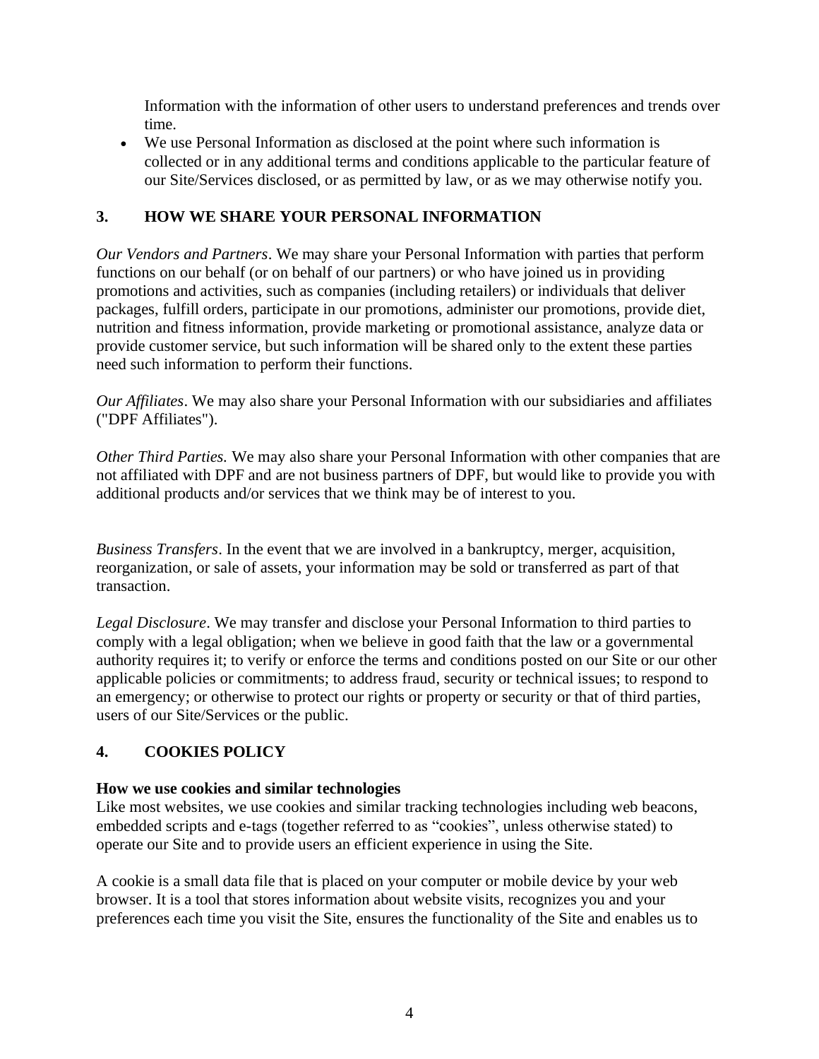Information with the information of other users to understand preferences and trends over time.

- We use Personal Information as disclosed at the point where such information is collected or in any additional terms and conditions applicable to the particular feature of our Site/Services disclosed, or as permitted by law, or as we may otherwise notify you.

## 3. HOW WE SHARE YOUR PERSONAL INFORMATION

*Our Vendors and Partners*. We may share your Personal Information with parties that perform functions on our behalf (or on behalf of our partners) or who have joined us in providing promotions and activities, such as companies (including retailers) or individuals that deliver packages, fulfill orders, participate in our promotions, administer our promotions, provide diet, nutrition and fitness information, provide marketing or promotional assistance, analyze data or provide customer service, but such information will be shared only to the extent these parties need such information to perform their functions.

*Our Affiliates*. We may also share your Personal Information with our subsidiaries and affiliates ("DPF Affiliates").

*Other Third Parties.* We may also share your Personal Information with other companies that are not affiliated with DPF and are not business partners of DPF, but would like to provide you with additional products and/or services that we think may be of interest to you.

*Business Transfers*. In the event that we are involved in a bankruptcy, merger, acquisition, reorganization, or sale of assets, your information may be sold or transferred as part of that transaction.

*Legal Disclosure*. We may transfer and disclose your Personal Information to third parties to comply with a legal obligation; when we believe in good faith that the law or a governmental authority requires it; to verify or enforce the terms and conditions posted on our Site or our other applicable policies or commitments; to address fraud, security or technical issues; to respond to an emergency; or otherwise to protect our rights or property or security or that of third parties, users of our Site/Services or the public.

## 4. COOKIES POLICY

**How we use cookies and similar technologies**

Like most websites, we use cookies and similar tracking technologies including web beacons, embedded scripts and e-tags (together referred to as “cookies”, unless otherwise stated) to operate our Site and to provide users an efficient experience in using the Site.

A cookie is a small data file that is placed on your computer or mobile device by your web browser. It is a tool that stores information about website visits, recognizes you and your preferences each time you visit the Site, ensures the functionality of the Site and enables us to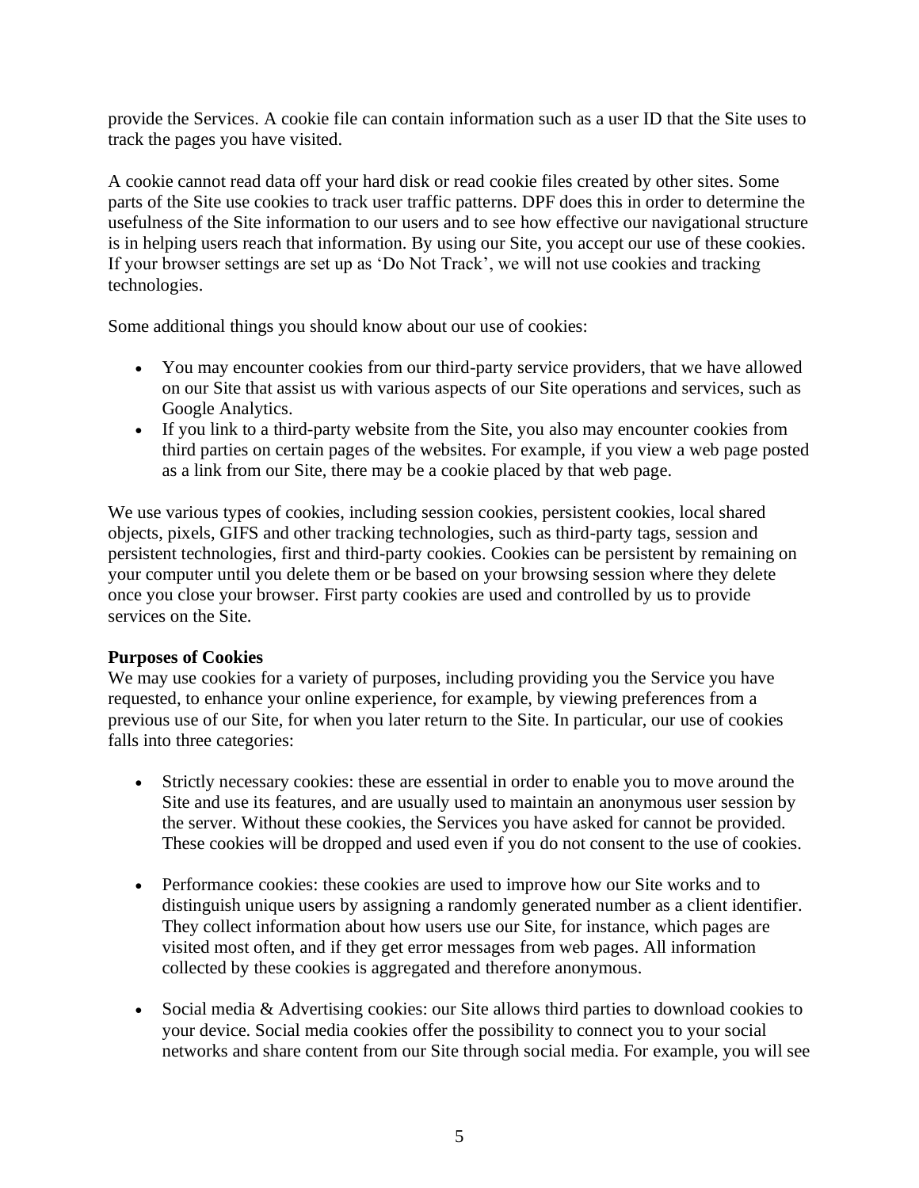provide the Services. A cookie file can contain information such as a user ID that the Site uses to track the pages you have visited.

A cookie cannot read data off your hard disk or read cookie files created by other sites. Some parts of the Site use cookies to track user traffic patterns. DPF does this in order to determine the usefulness of the Site information to our users and to see how effective our navigational structure is in helping users reach that information. By using our Site, you accept our use of these cookies. If your browser settings are set up as 'Do Not Track', we will not use cookies and tracking technologies.

Some additional things you should know about our use of cookies:

- You may encounter cookies from our third-party service providers, that we have allowed on our Site that assist us with various aspects of our Site operations and services, such as Google Analytics.
- If you link to a third-party website from the Site, you also may encounter cookies from third parties on certain pages of the websites. For example, if you view a web page posted as a link from our Site, there may be a cookie placed by that web page.

We use various types of cookies, including session cookies, persistent cookies, local shared objects, pixels, GIFS and other tracking technologies, such as third-party tags, session and persistent technologies, first and third-party cookies. Cookies can be persistent by remaining on your computer until you delete them or be based on your browsing session where they delete once you close your browser. First party cookies are used and controlled by us to provide services on the Site.

**Purposes of Cookies**

We may use cookies for a variety of purposes, including providing you the Service you have requested, to enhance your online experience, for example, by viewing preferences from a previous use of our Site, for when you later return to the Site. In particular, our use of cookies falls into three categories:

- Strictly necessary cookies: these are essential in order to enable you to move around the Site and use its features, and are usually used to maintain an anonymous user session by the server. Without these cookies, the Services you have asked for cannot be provided. These cookies will be dropped and used even if you do not consent to the use of cookies.

- Performance cookies: these cookies are used to improve how our Site works and to distinguish unique users by assigning a randomly generated number as a client identifier. They collect information about how users use our Site, for instance, which pages are visited most often, and if they get error messages from web pages. All information collected by these cookies is aggregated and therefore anonymous.

- Social media & Advertising cookies: our Site allows third parties to download cookies to your device. Social media cookies offer the possibility to connect you to your social networks and share content from our Site through social media. For example, you will see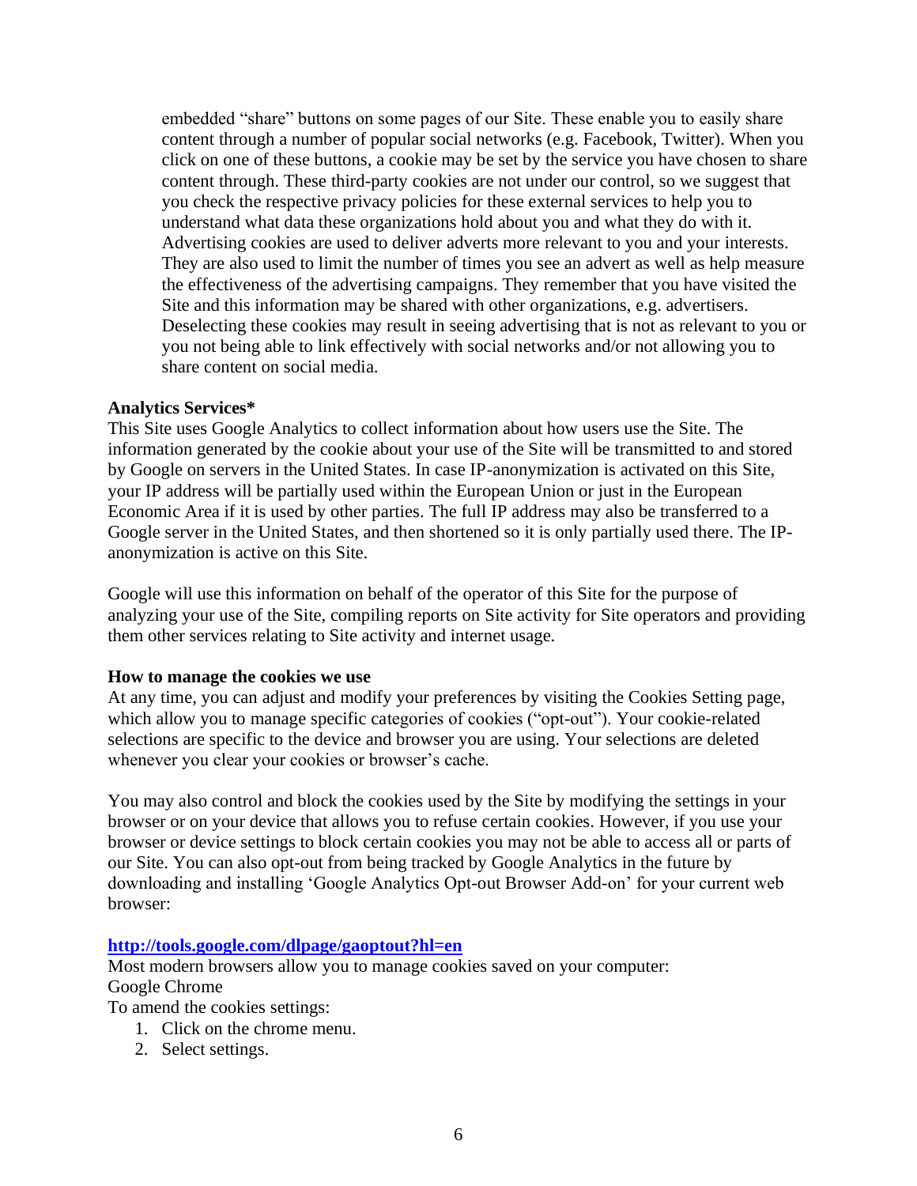embedded "share" buttons on some pages of our Site. These enable you to easily share content through a number of popular social networks (e.g. Facebook, Twitter). When you click on one of these buttons, a cookie may be set by the service you have chosen to share content through. These third-party cookies are not under our control, so we suggest that you check the respective privacy policies for these external services to help you to understand what data these organizations hold about you and what they do with it. Advertising cookies are used to deliver adverts more relevant to you and your interests. They are also used to limit the number of times you see an advert as well as help measure the effectiveness of the advertising campaigns. They remember that you have visited the Site and this information may be shared with other organizations, e.g. advertisers. Deselecting these cookies may result in seeing advertising that is not as relevant to you or you not being able to link effectively with social networks and/or not allowing you to share content on social media.

**Analytics Services***

This Site uses Google Analytics to collect information about how users use the Site. The information generated by the cookie about your use of the Site will be transmitted to and stored by Google on servers in the United States. In case IP-anonymization is activated on this Site, your IP address will be partially used within the European Union or just in the European Economic Area if it is used by other parties. The full IP address may also be transferred to a Google server in the United States, and then shortened so it is only partially used there. The IP-anonymization is active on this Site.

Google will use this information on behalf of the operator of this Site for the purpose of analyzing your use of the Site, compiling reports on Site activity for Site operators and providing them other services relating to Site activity and internet usage.

**How to manage the cookies we use**

At any time, you can adjust and modify your preferences by visiting the Cookies Setting page, which allow you to manage specific categories of cookies ("opt-out"). Your cookie-related selections are specific to the device and browser you are using. Your selections are deleted whenever you clear your cookies or browser's cache.

You may also control and block the cookies used by the Site by modifying the settings in your browser or on your device that allows you to refuse certain cookies. However, if you use your browser or device settings to block certain cookies you may not be able to access all or parts of our Site. You can also opt-out from being tracked by Google Analytics in the future by downloading and installing 'Google Analytics Opt-out Browser Add-on' for your current web browser:

**[http://tools.google.com/dlpage/gaoptout?hl=en](http://tools.google.com/dlpage/gaoptout?hl=en)**

Most modern browsers allow you to manage cookies saved on your computer:
Google Chrome
To amend the cookies settings:

1. Click on the chrome menu.
2. Select settings.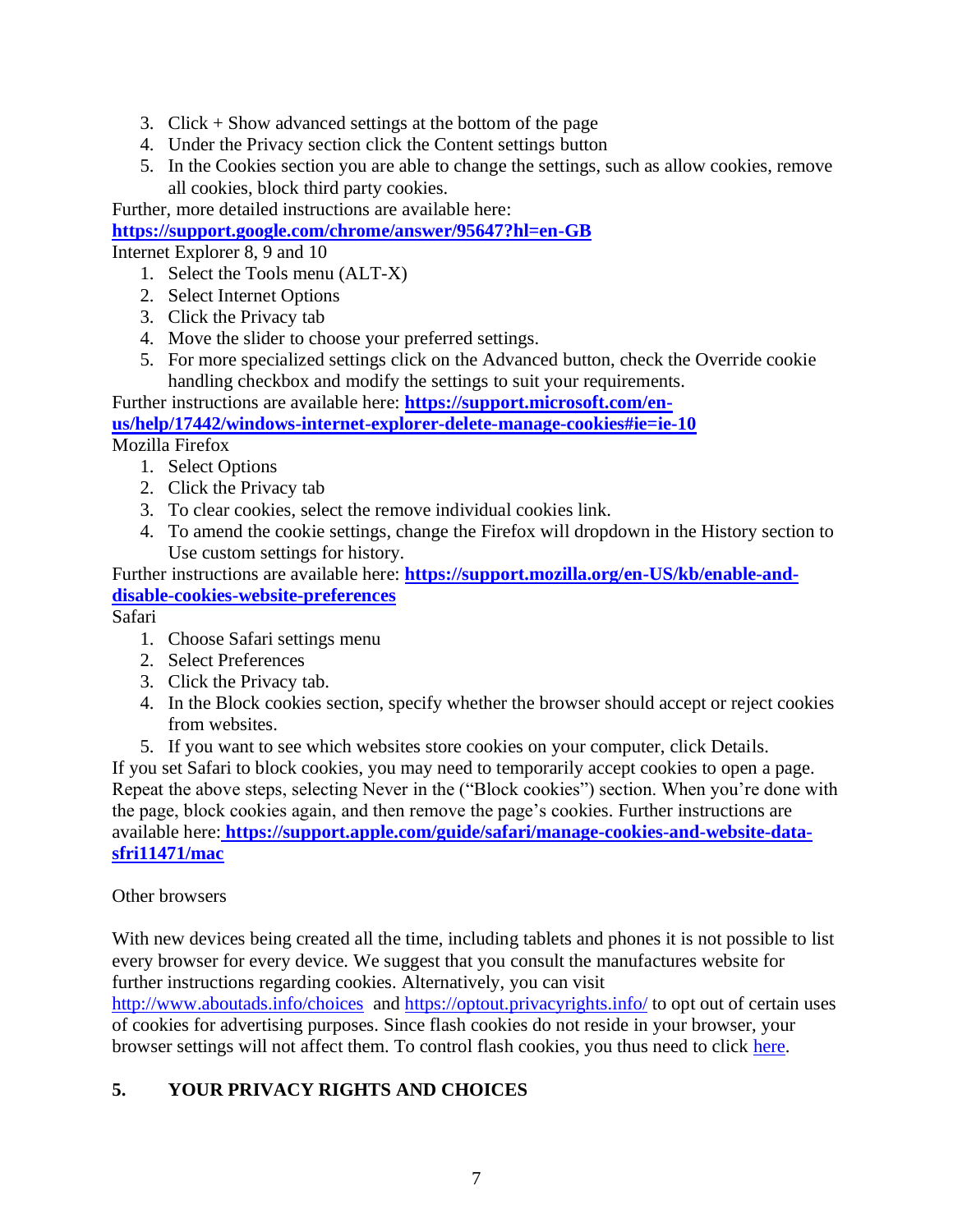3. Click + Show advanced settings at the bottom of the page
4. Under the Privacy section click the Content settings button
5. In the Cookies section you are able to change the settings, such as allow cookies, remove all cookies, block third party cookies.

Further, more detailed instructions are available here:
**https://support.google.com/chrome/answer/95647?hl=en-GB**

Internet Explorer 8, 9 and 10

1. Select the Tools menu (ALT-X)
2. Select Internet Options
3. Click the Privacy tab
4. Move the slider to choose your preferred settings.
5. For more specialized settings click on the Advanced button, check the Override cookie handling checkbox and modify the settings to suit your requirements.

Further instructions are available here: **https://support.microsoft.com/en-us/help/17442/windows-internet-explorer-delete-manage-cookies#ie=ie-10**

Mozilla Firefox

1. Select Options
2. Click the Privacy tab
3. To clear cookies, select the remove individual cookies link.
4. To amend the cookie settings, change the Firefox will dropdown in the History section to Use custom settings for history.

Further instructions are available here: **https://support.mozilla.org/en-US/kb/enable-and-disable-cookies-website-preferences**

Safari

1. Choose Safari settings menu
2. Select Preferences
3. Click the Privacy tab.
4. In the Block cookies section, specify whether the browser should accept or reject cookies from websites.
5. If you want to see which websites store cookies on your computer, click Details.

If you set Safari to block cookies, you may need to temporarily accept cookies to open a page. Repeat the above steps, selecting Never in the ("Block cookies") section. When you're done with the page, block cookies again, and then remove the page's cookies. Further instructions are available here: **https://support.apple.com/guide/safari/manage-cookies-and-website-data-sfri11471/mac**

Other browsers

With new devices being created all the time, including tablets and phones it is not possible to list every browser for every device. We suggest that you consult the manufactures website for further instructions regarding cookies. Alternatively, you can visit http://www.aboutads.info/choices and https://optout.privacyrights.info/ to opt out of certain uses of cookies for advertising purposes. Since flash cookies do not reside in your browser, your browser settings will not affect them. To control flash cookies, you thus need to click here.

## 5. YOUR PRIVACY RIGHTS AND CHOICES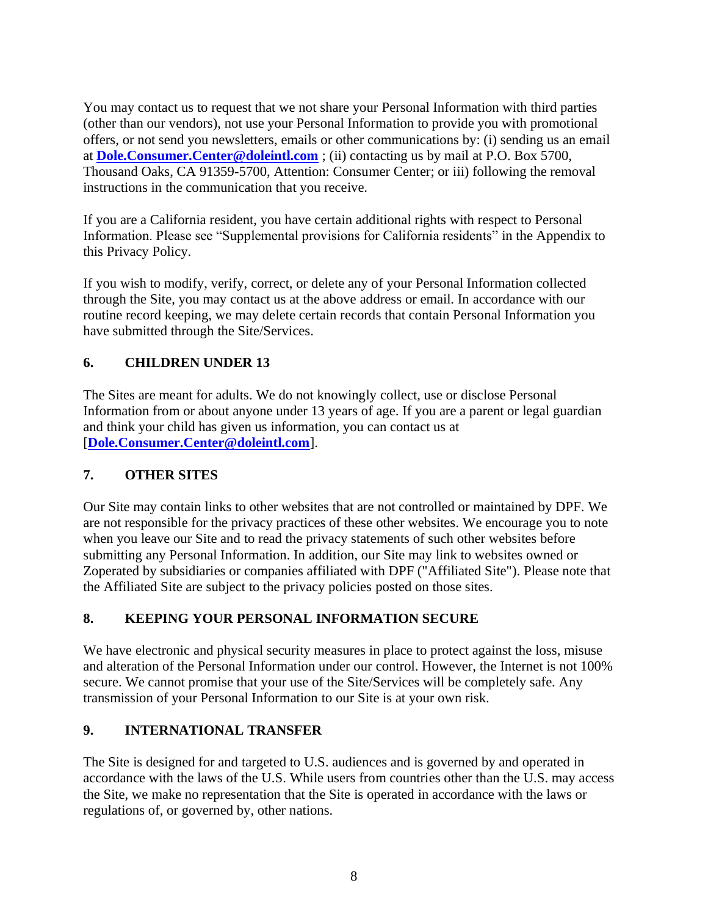You may contact us to request that we not share your Personal Information with third parties (other than our vendors), not use your Personal Information to provide you with promotional offers, or not send you newsletters, emails or other communications by: (i) sending us an email at **Dole.Consumer.Center@doleintl.com** ; (ii) contacting us by mail at P.O. Box 5700, Thousand Oaks, CA 91359-5700, Attention: Consumer Center; or iii) following the removal instructions in the communication that you receive.

If you are a California resident, you have certain additional rights with respect to Personal Information. Please see "Supplemental provisions for California residents" in the Appendix to this Privacy Policy.

If you wish to modify, verify, correct, or delete any of your Personal Information collected through the Site, you may contact us at the above address or email. In accordance with our routine record keeping, we may delete certain records that contain Personal Information you have submitted through the Site/Services.

## 6. CHILDREN UNDER 13

The Sites are meant for adults. We do not knowingly collect, use or disclose Personal Information from or about anyone under 13 years of age. If you are a parent or legal guardian and think your child has given us information, you can contact us at [**Dole.Consumer.Center@doleintl.com**].

## 7. OTHER SITES

Our Site may contain links to other websites that are not controlled or maintained by DPF. We are not responsible for the privacy practices of these other websites. We encourage you to note when you leave our Site and to read the privacy statements of such other websites before submitting any Personal Information. In addition, our Site may link to websites owned or Zoperated by subsidiaries or companies affiliated with DPF ("Affiliated Site"). Please note that the Affiliated Site are subject to the privacy policies posted on those sites.

## 8. KEEPING YOUR PERSONAL INFORMATION SECURE

We have electronic and physical security measures in place to protect against the loss, misuse and alteration of the Personal Information under our control. However, the Internet is not 100% secure. We cannot promise that your use of the Site/Services will be completely safe. Any transmission of your Personal Information to our Site is at your own risk.

## 9. INTERNATIONAL TRANSFER

The Site is designed for and targeted to U.S. audiences and is governed by and operated in accordance with the laws of the U.S. While users from countries other than the U.S. may access the Site, we make no representation that the Site is operated in accordance with the laws or regulations of, or governed by, other nations.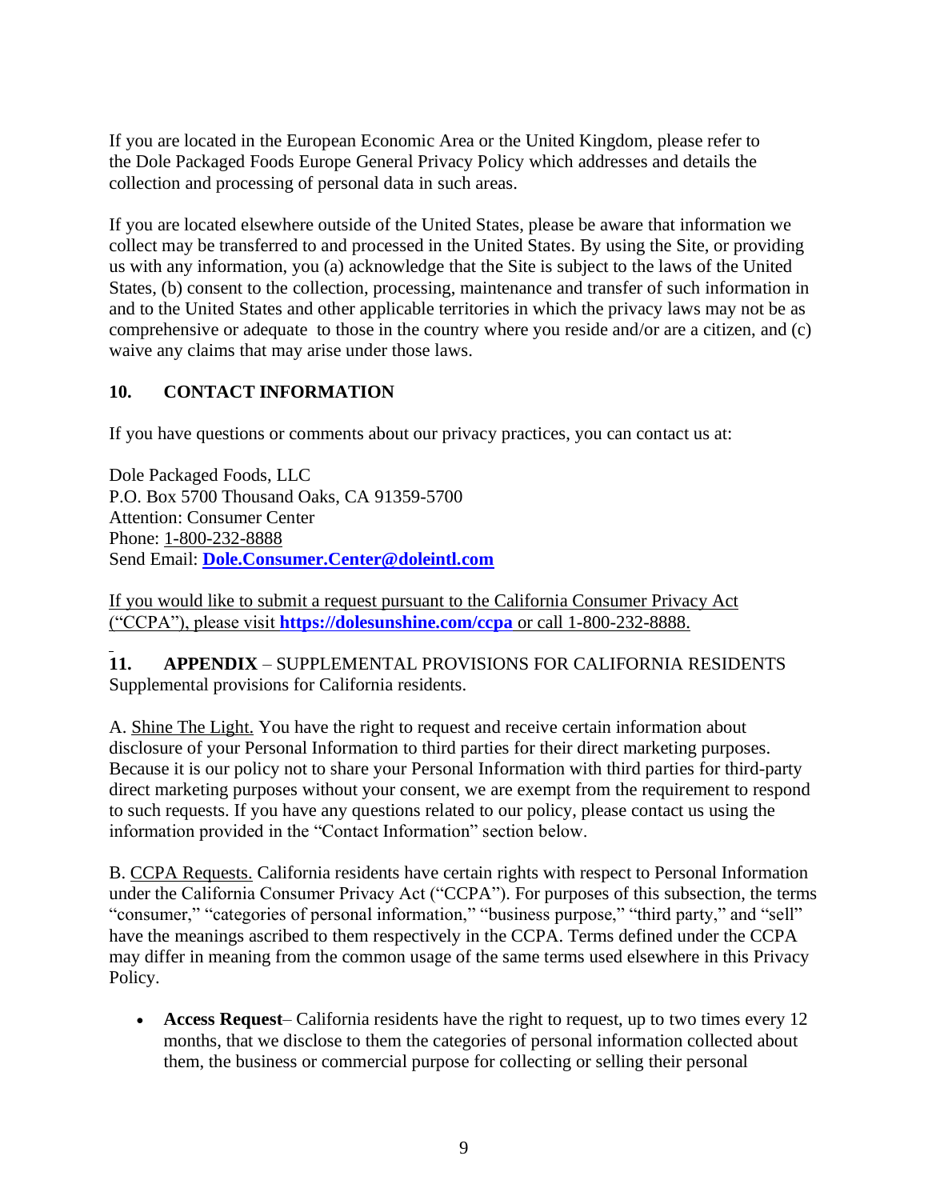If you are located in the European Economic Area or the United Kingdom, please refer to the Dole Packaged Foods Europe General Privacy Policy which addresses and details the collection and processing of personal data in such areas.

If you are located elsewhere outside of the United States, please be aware that information we collect may be transferred to and processed in the United States. By using the Site, or providing us with any information, you (a) acknowledge that the Site is subject to the laws of the United States, (b) consent to the collection, processing, maintenance and transfer of such information in and to the United States and other applicable territories in which the privacy laws may not be as comprehensive or adequate to those in the country where you reside and/or are a citizen, and (c) waive any claims that may arise under those laws.

## 10. CONTACT INFORMATION

If you have questions or comments about our privacy practices, you can contact us at:

Dole Packaged Foods, LLC
P.O. Box 5700 Thousand Oaks, CA 91359-5700
Attention: Consumer Center
Phone: 1-800-232-8888
Send Email: **Dole.Consumer.Center@doleintl.com**

If you would like to submit a request pursuant to the California Consumer Privacy Act ("CCPA"), please visit **https://dolesunshine.com/ccpa** or call 1-800-232-8888.

## 11. APPENDIX – SUPPLEMENTAL PROVISIONS FOR CALIFORNIA RESIDENTS

Supplemental provisions for California residents.

A. Shine The Light. You have the right to request and receive certain information about disclosure of your Personal Information to third parties for their direct marketing purposes. Because it is our policy not to share your Personal Information with third parties for third-party direct marketing purposes without your consent, we are exempt from the requirement to respond to such requests. If you have any questions related to our policy, please contact us using the information provided in the "Contact Information" section below.

B. CCPA Requests. California residents have certain rights with respect to Personal Information under the California Consumer Privacy Act ("CCPA"). For purposes of this subsection, the terms "consumer," "categories of personal information," "business purpose," "third party," and "sell" have the meanings ascribed to them respectively in the CCPA. Terms defined under the CCPA may differ in meaning from the common usage of the same terms used elsewhere in this Privacy Policy.

- **Access Request**– California residents have the right to request, up to two times every 12 months, that we disclose to them the categories of personal information collected about them, the business or commercial purpose for collecting or selling their personal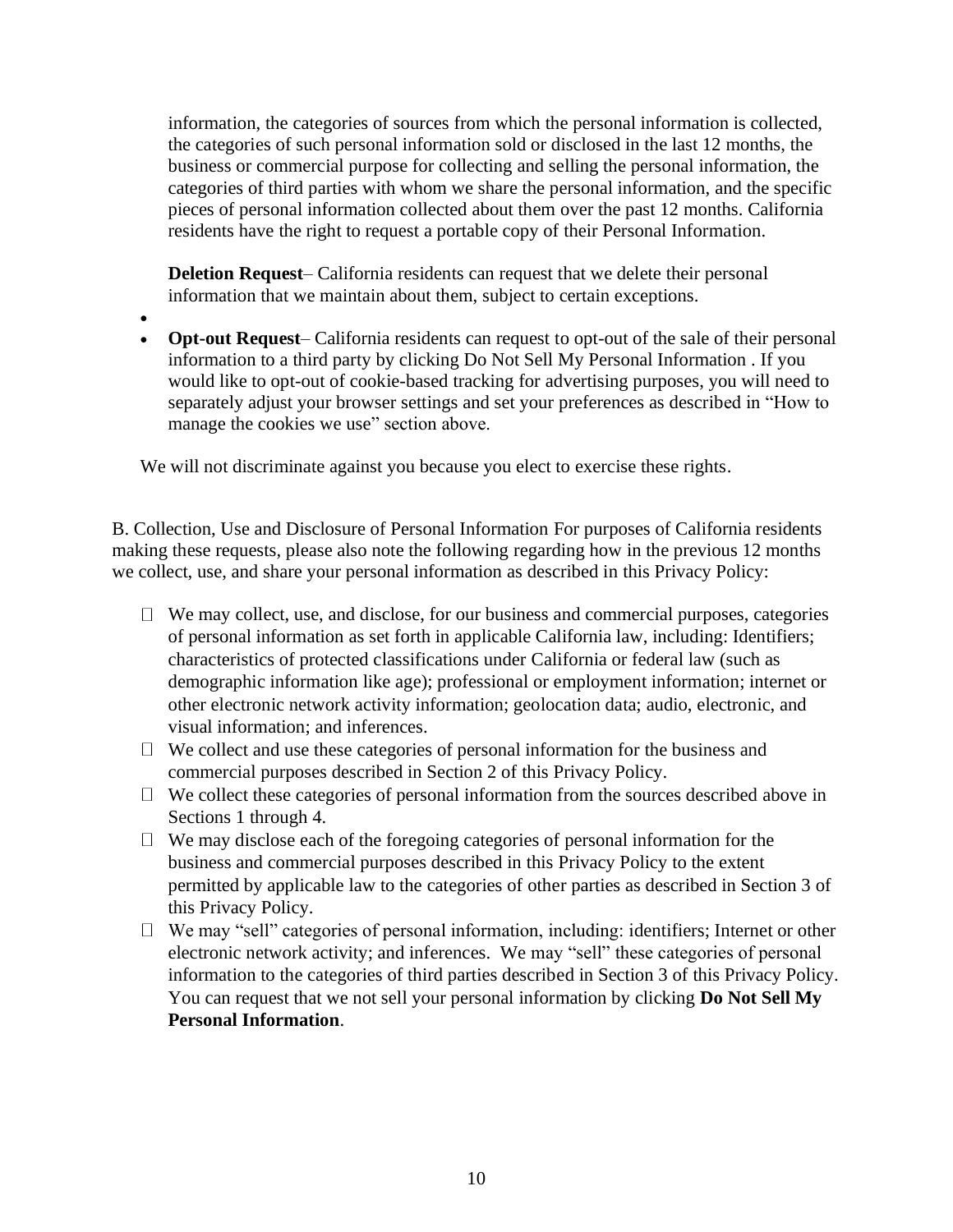information, the categories of sources from which the personal information is collected, the categories of such personal information sold or disclosed in the last 12 months, the business or commercial purpose for collecting and selling the personal information, the categories of third parties with whom we share the personal information, and the specific pieces of personal information collected about them over the past 12 months. California residents have the right to request a portable copy of their Personal Information.

**Deletion Request**– California residents can request that we delete their personal information that we maintain about them, subject to certain exceptions.

- **Opt-out Request**– California residents can request to opt-out of the sale of their personal information to a third party by clicking Do Not Sell My Personal Information . If you would like to opt-out of cookie-based tracking for advertising purposes, you will need to separately adjust your browser settings and set your preferences as described in "How to manage the cookies we use" section above.

We will not discriminate against you because you elect to exercise these rights.

B. Collection, Use and Disclosure of Personal Information For purposes of California residents making these requests, please also note the following regarding how in the previous 12 months we collect, use, and share your personal information as described in this Privacy Policy:

- We may collect, use, and disclose, for our business and commercial purposes, categories of personal information as set forth in applicable California law, including: Identifiers; characteristics of protected classifications under California or federal law (such as demographic information like age); professional or employment information; internet or other electronic network activity information; geolocation data; audio, electronic, and visual information; and inferences.
- We collect and use these categories of personal information for the business and commercial purposes described in Section 2 of this Privacy Policy.
- We collect these categories of personal information from the sources described above in Sections 1 through 4.
- We may disclose each of the foregoing categories of personal information for the business and commercial purposes described in this Privacy Policy to the extent permitted by applicable law to the categories of other parties as described in Section 3 of this Privacy Policy.
- We may "sell" categories of personal information, including: identifiers; Internet or other electronic network activity; and inferences. We may "sell" these categories of personal information to the categories of third parties described in Section 3 of this Privacy Policy. You can request that we not sell your personal information by clicking **Do Not Sell My Personal Information**.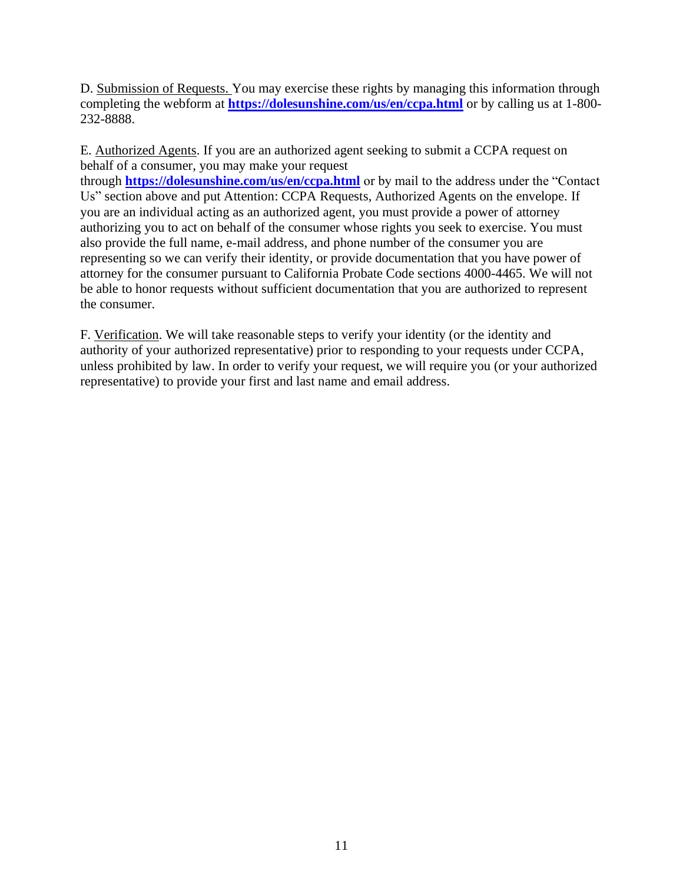D. Submission of Requests. You may exercise these rights by managing this information through completing the webform at **https://dolesunshine.com/us/en/ccpa.html** or by calling us at 1-800-232-8888.

E. Authorized Agents. If you are an authorized agent seeking to submit a CCPA request on behalf of a consumer, you may make your request through **https://dolesunshine.com/us/en/ccpa.html** or by mail to the address under the "Contact Us" section above and put Attention: CCPA Requests, Authorized Agents on the envelope. If you are an individual acting as an authorized agent, you must provide a power of attorney authorizing you to act on behalf of the consumer whose rights you seek to exercise. You must also provide the full name, e-mail address, and phone number of the consumer you are representing so we can verify their identity, or provide documentation that you have power of attorney for the consumer pursuant to California Probate Code sections 4000-4465. We will not be able to honor requests without sufficient documentation that you are authorized to represent the consumer.

F. Verification. We will take reasonable steps to verify your identity (or the identity and authority of your authorized representative) prior to responding to your requests under CCPA, unless prohibited by law. In order to verify your request, we will require you (or your authorized representative) to provide your first and last name and email address.